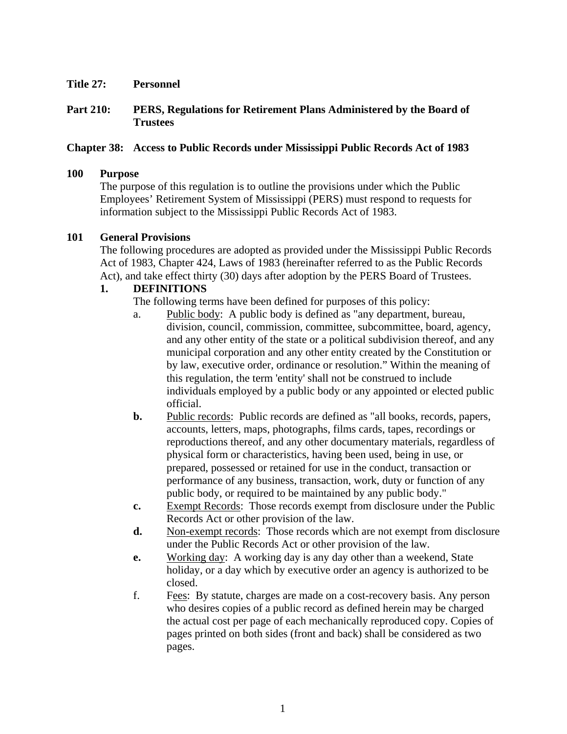**Title 27: Personnel**

**Part 210: PERS, Regulations for Retirement Plans Administered by the Board of Trustees**

**Chapter 38: Access to Public Records under Mississippi Public Records Act of 1983**

**100 Purpose**

The purpose of this regulation is to outline the provisions under which the Public Employees' Retirement System of Mississippi (PERS) must respond to requests for information subject to the Mississippi Public Records Act of 1983.

**101 General Provisions**

The following procedures are adopted as provided under the Mississippi Public Records Act of 1983, Chapter 424, Laws of 1983 (hereinafter referred to as the Public Records Act), and take effect thirty (30) days after adoption by the PERS Board of Trustees.

**1. DEFINITIONS**

The following terms have been defined for purposes of this policy:

a. Public body: A public body is defined as "any department, bureau, division, council, commission, committee, subcommittee, board, agency, and any other entity of the state or a political subdivision thereof, and any municipal corporation and any other entity created by the Constitution or by law, executive order, ordinance or resolution." Within the meaning of this regulation, the term 'entity' shall not be construed to include individuals employed by a public body or any appointed or elected public official.

**b.** Public records: Public records are defined as "all books, records, papers, accounts, letters, maps, photographs, films cards, tapes, recordings or reproductions thereof, and any other documentary materials, regardless of physical form or characteristics, having been used, being in use, or prepared, possessed or retained for use in the conduct, transaction or performance of any business, transaction, work, duty or function of any public body, or required to be maintained by any public body."

**c.** Exempt Records: Those records exempt from disclosure under the Public Records Act or other provision of the law.

**d.** Non-exempt records: Those records which are not exempt from disclosure under the Public Records Act or other provision of the law.

**e.** Working day: A working day is any day other than a weekend, State holiday, or a day which by executive order an agency is authorized to be closed.

f. Fees: By statute, charges are made on a cost-recovery basis. Any person who desires copies of a public record as defined herein may be charged the actual cost per page of each mechanically reproduced copy. Copies of pages printed on both sides (front and back) shall be considered as two pages.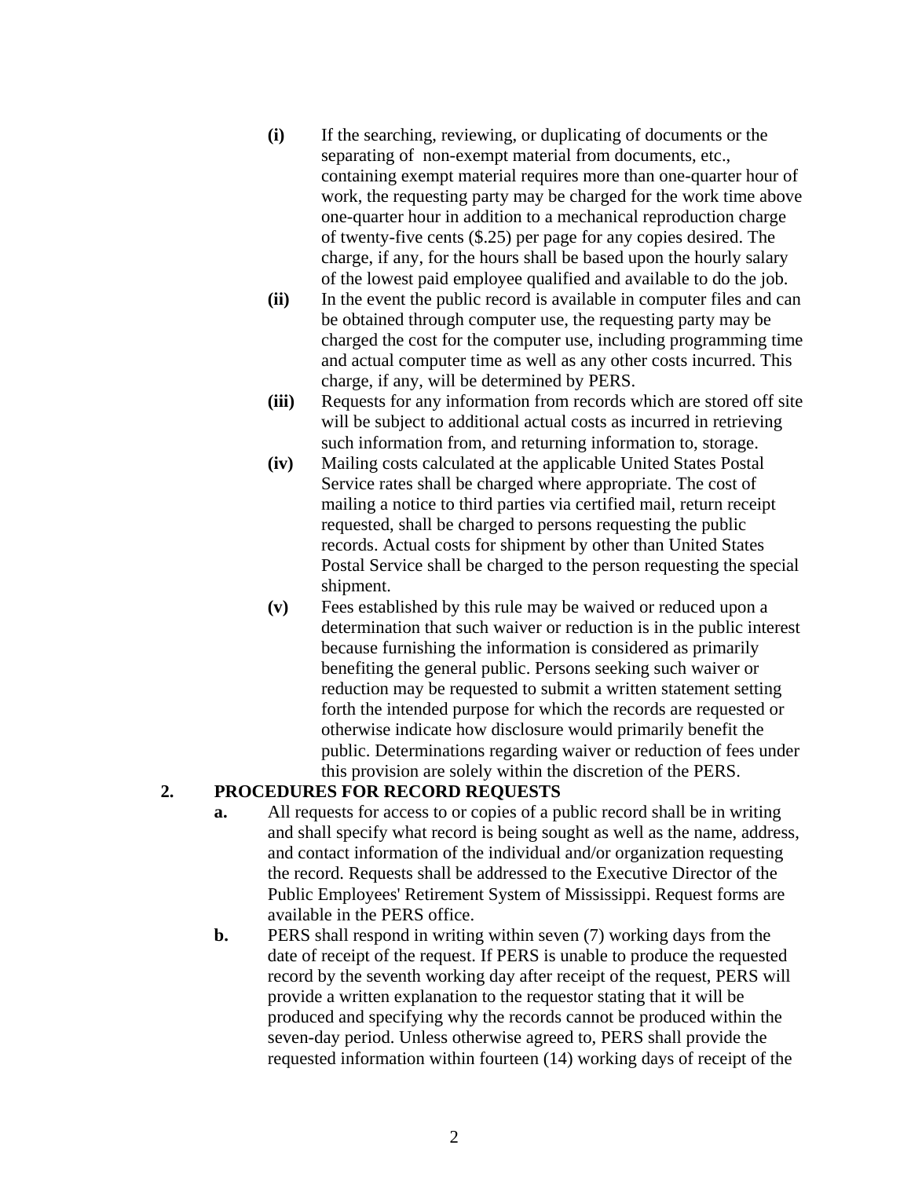- **(i)** If the searching, reviewing, or duplicating of documents or the separating of non-exempt material from documents, etc., containing exempt material requires more than one-quarter hour of work, the requesting party may be charged for the work time above one-quarter hour in addition to a mechanical reproduction charge of twenty-five cents ($.25) per page for any copies desired. The charge, if any, for the hours shall be based upon the hourly salary of the lowest paid employee qualified and available to do the job.
- **(ii)** In the event the public record is available in computer files and can be obtained through computer use, the requesting party may be charged the cost for the computer use, including programming time and actual computer time as well as any other costs incurred. This charge, if any, will be determined by PERS.
- **(iii)** Requests for any information from records which are stored off site will be subject to additional actual costs as incurred in retrieving such information from, and returning information to, storage.
- **(iv)** Mailing costs calculated at the applicable United States Postal Service rates shall be charged where appropriate. The cost of mailing a notice to third parties via certified mail, return receipt requested, shall be charged to persons requesting the public records. Actual costs for shipment by other than United States Postal Service shall be charged to the person requesting the special shipment.
- **(v)** Fees established by this rule may be waived or reduced upon a determination that such waiver or reduction is in the public interest because furnishing the information is considered as primarily benefiting the general public. Persons seeking such waiver or reduction may be requested to submit a written statement setting forth the intended purpose for which the records are requested or otherwise indicate how disclosure would primarily benefit the public. Determinations regarding waiver or reduction of fees under this provision are solely within the discretion of the PERS.

**2. PROCEDURES FOR RECORD REQUESTS**

- **a.** All requests for access to or copies of a public record shall be in writing and shall specify what record is being sought as well as the name, address, and contact information of the individual and/or organization requesting the record. Requests shall be addressed to the Executive Director of the Public Employees' Retirement System of Mississippi. Request forms are available in the PERS office.
- **b.** PERS shall respond in writing within seven (7) working days from the date of receipt of the request. If PERS is unable to produce the requested record by the seventh working day after receipt of the request, PERS will provide a written explanation to the requestor stating that it will be produced and specifying why the records cannot be produced within the seven-day period. Unless otherwise agreed to, PERS shall provide the requested information within fourteen (14) working days of receipt of the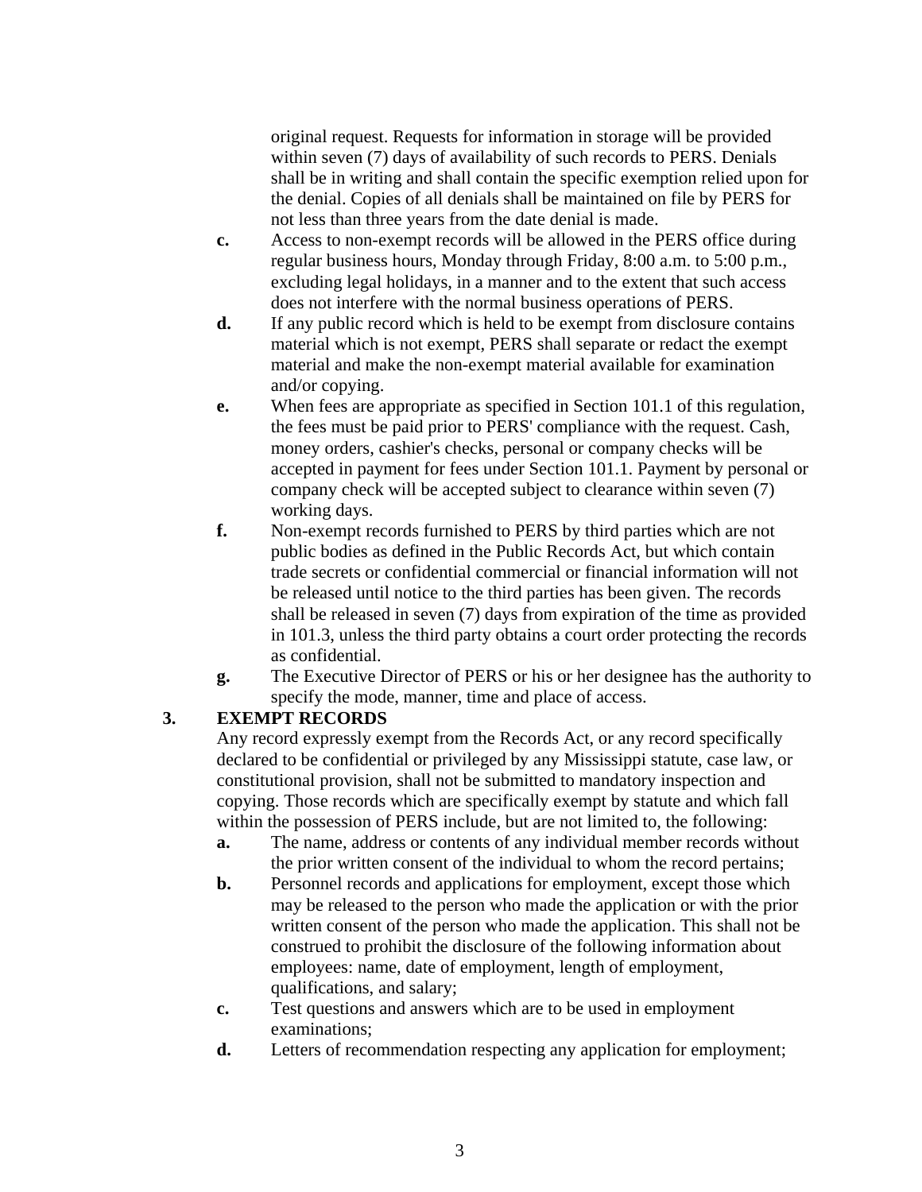original request. Requests for information in storage will be provided within seven (7) days of availability of such records to PERS. Denials shall be in writing and shall contain the specific exemption relied upon for the denial. Copies of all denials shall be maintained on file by PERS for not less than three years from the date denial is made.

- **c.** Access to non-exempt records will be allowed in the PERS office during regular business hours, Monday through Friday, 8:00 a.m. to 5:00 p.m., excluding legal holidays, in a manner and to the extent that such access does not interfere with the normal business operations of PERS.
- **d.** If any public record which is held to be exempt from disclosure contains material which is not exempt, PERS shall separate or redact the exempt material and make the non-exempt material available for examination and/or copying.
- **e.** When fees are appropriate as specified in Section 101.1 of this regulation, the fees must be paid prior to PERS' compliance with the request. Cash, money orders, cashier's checks, personal or company checks will be accepted in payment for fees under Section 101.1. Payment by personal or company check will be accepted subject to clearance within seven (7) working days.
- **f.** Non-exempt records furnished to PERS by third parties which are not public bodies as defined in the Public Records Act, but which contain trade secrets or confidential commercial or financial information will not be released until notice to the third parties has been given. The records shall be released in seven (7) days from expiration of the time as provided in 101.3, unless the third party obtains a court order protecting the records as confidential.
- **g.** The Executive Director of PERS or his or her designee has the authority to specify the mode, manner, time and place of access.

**3. EXEMPT RECORDS**

Any record expressly exempt from the Records Act, or any record specifically declared to be confidential or privileged by any Mississippi statute, case law, or constitutional provision, shall not be submitted to mandatory inspection and copying. Those records which are specifically exempt by statute and which fall within the possession of PERS include, but are not limited to, the following:

- **a.** The name, address or contents of any individual member records without the prior written consent of the individual to whom the record pertains;
- **b.** Personnel records and applications for employment, except those which may be released to the person who made the application or with the prior written consent of the person who made the application. This shall not be construed to prohibit the disclosure of the following information about employees: name, date of employment, length of employment, qualifications, and salary;
- **c.** Test questions and answers which are to be used in employment examinations;
- **d.** Letters of recommendation respecting any application for employment;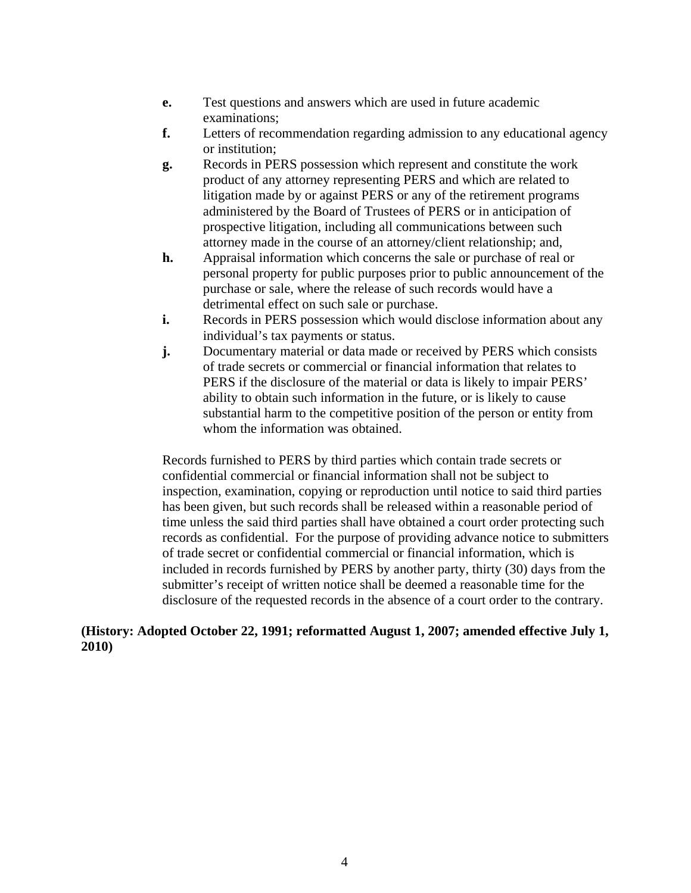**e.** Test questions and answers which are used in future academic examinations;

**f.** Letters of recommendation regarding admission to any educational agency or institution;

**g.** Records in PERS possession which represent and constitute the work product of any attorney representing PERS and which are related to litigation made by or against PERS or any of the retirement programs administered by the Board of Trustees of PERS or in anticipation of prospective litigation, including all communications between such attorney made in the course of an attorney/client relationship; and,

**h.** Appraisal information which concerns the sale or purchase of real or personal property for public purposes prior to public announcement of the purchase or sale, where the release of such records would have a detrimental effect on such sale or purchase.

**i.** Records in PERS possession which would disclose information about any individual's tax payments or status.

**j.** Documentary material or data made or received by PERS which consists of trade secrets or commercial or financial information that relates to PERS if the disclosure of the material or data is likely to impair PERS' ability to obtain such information in the future, or is likely to cause substantial harm to the competitive position of the person or entity from whom the information was obtained.

Records furnished to PERS by third parties which contain trade secrets or confidential commercial or financial information shall not be subject to inspection, examination, copying or reproduction until notice to said third parties has been given, but such records shall be released within a reasonable period of time unless the said third parties shall have obtained a court order protecting such records as confidential. For the purpose of providing advance notice to submitters of trade secret or confidential commercial or financial information, which is included in records furnished by PERS by another party, thirty (30) days from the submitter's receipt of written notice shall be deemed a reasonable time for the disclosure of the requested records in the absence of a court order to the contrary.

**(History: Adopted October 22, 1991; reformatted August 1, 2007; amended effective July 1, 2010)**